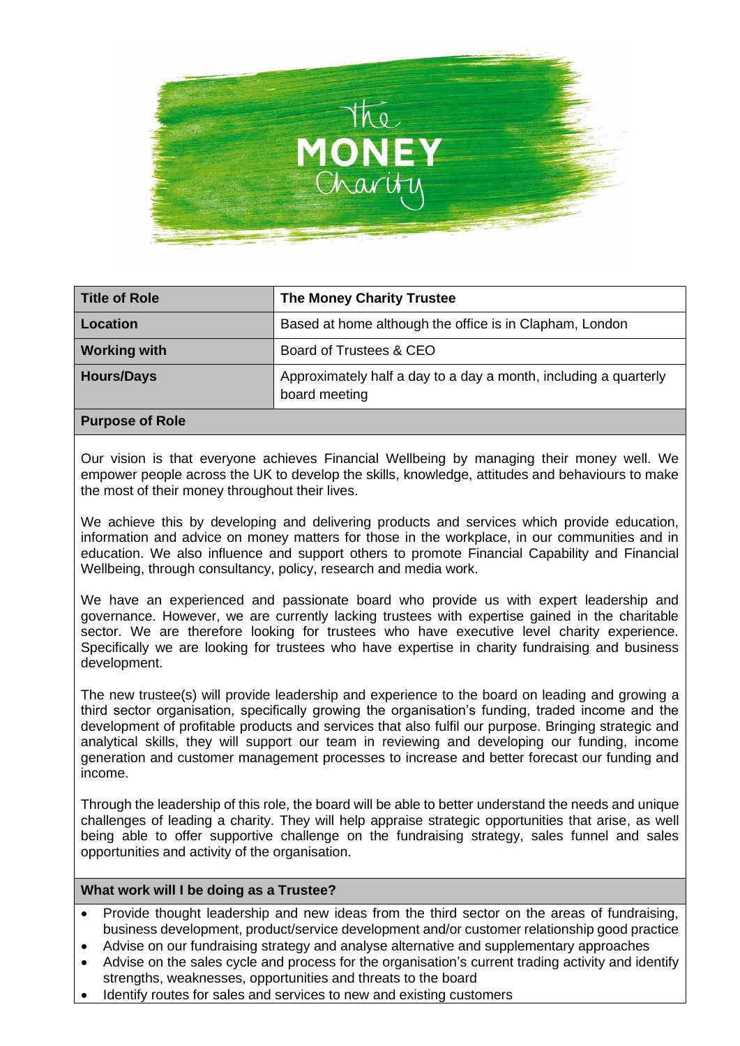| Title of Role | The Money Charity Trustee |
|---|---|
| Location | Based at home although the office is in Clapham, London |
| Working with | Board of Trustees & CEO |
| Hours/Days | Approximately half a day to a day a month, including a quarterly board meeting |

## Purpose of Role

Our vision is that everyone achieves Financial Wellbeing by managing their money well. We empower people across the UK to develop the skills, knowledge, attitudes and behaviours to make the most of their money throughout their lives.

We achieve this by developing and delivering products and services which provide education, information and advice on money matters for those in the workplace, in our communities and in education. We also influence and support others to promote Financial Capability and Financial Wellbeing, through consultancy, policy, research and media work.

We have an experienced and passionate board who provide us with expert leadership and governance. However, we are currently lacking trustees with expertise gained in the charitable sector. We are therefore looking for trustees who have executive level charity experience. Specifically we are looking for trustees who have expertise in charity fundraising and business development.

The new trustee(s) will provide leadership and experience to the board on leading and growing a third sector organisation, specifically growing the organisation's funding, traded income and the development of profitable products and services that also fulfil our purpose. Bringing strategic and analytical skills, they will support our team in reviewing and developing our funding, income generation and customer management processes to increase and better forecast our funding and income.

Through the leadership of this role, the board will be able to better understand the needs and unique challenges of leading a charity. They will help appraise strategic opportunities that arise, as well being able to offer supportive challenge on the fundraising strategy, sales funnel and sales opportunities and activity of the organisation.

## What work will I be doing as a Trustee?

- Provide thought leadership and new ideas from the third sector on the areas of fundraising, business development, product/service development and/or customer relationship good practice
- Advise on our fundraising strategy and analyse alternative and supplementary approaches
- Advise on the sales cycle and process for the organisation's current trading activity and identify strengths, weaknesses, opportunities and threats to the board
- Identify routes for sales and services to new and existing customers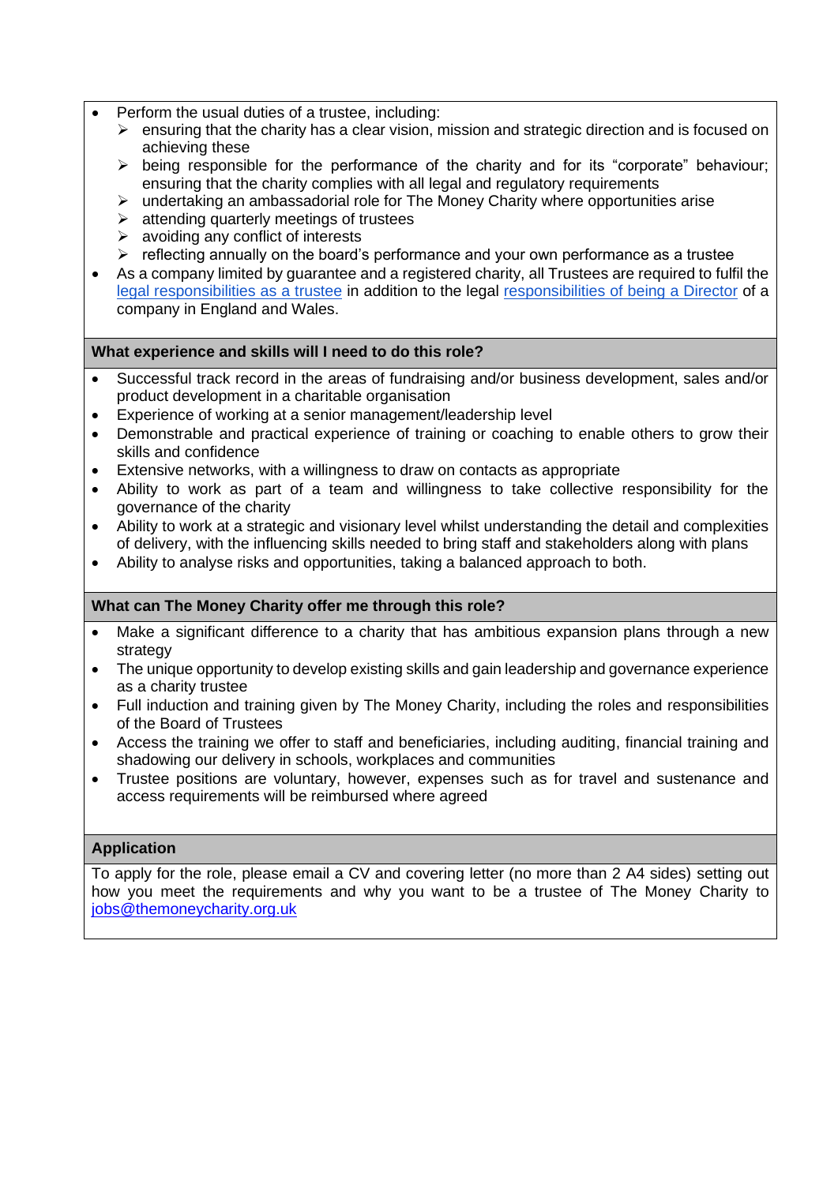- Perform the usual duties of a trustee, including:
  - ensuring that the charity has a clear vision, mission and strategic direction and is focused on achieving these
  - being responsible for the performance of the charity and for its "corporate" behaviour; ensuring that the charity complies with all legal and regulatory requirements
  - undertaking an ambassadorial role for The Money Charity where opportunities arise
  - attending quarterly meetings of trustees
  - avoiding any conflict of interests
  - reflecting annually on the board's performance and your own performance as a trustee
- As a company limited by guarantee and a registered charity, all Trustees are required to fulfil the legal responsibilities as a trustee in addition to the legal responsibilities of being a Director of a company in England and Wales.

## What experience and skills will I need to do this role?

- Successful track record in the areas of fundraising and/or business development, sales and/or product development in a charitable organisation
- Experience of working at a senior management/leadership level
- Demonstrable and practical experience of training or coaching to enable others to grow their skills and confidence
- Extensive networks, with a willingness to draw on contacts as appropriate
- Ability to work as part of a team and willingness to take collective responsibility for the governance of the charity
- Ability to work at a strategic and visionary level whilst understanding the detail and complexities of delivery, with the influencing skills needed to bring staff and stakeholders along with plans
- Ability to analyse risks and opportunities, taking a balanced approach to both.

## What can The Money Charity offer me through this role?

- Make a significant difference to a charity that has ambitious expansion plans through a new strategy
- The unique opportunity to develop existing skills and gain leadership and governance experience as a charity trustee
- Full induction and training given by The Money Charity, including the roles and responsibilities of the Board of Trustees
- Access the training we offer to staff and beneficiaries, including auditing, financial training and shadowing our delivery in schools, workplaces and communities
- Trustee positions are voluntary, however, expenses such as for travel and sustenance and access requirements will be reimbursed where agreed

## Application

To apply for the role, please email a CV and covering letter (no more than 2 A4 sides) setting out how you meet the requirements and why you want to be a trustee of The Money Charity to jobs@themoneycharity.org.uk